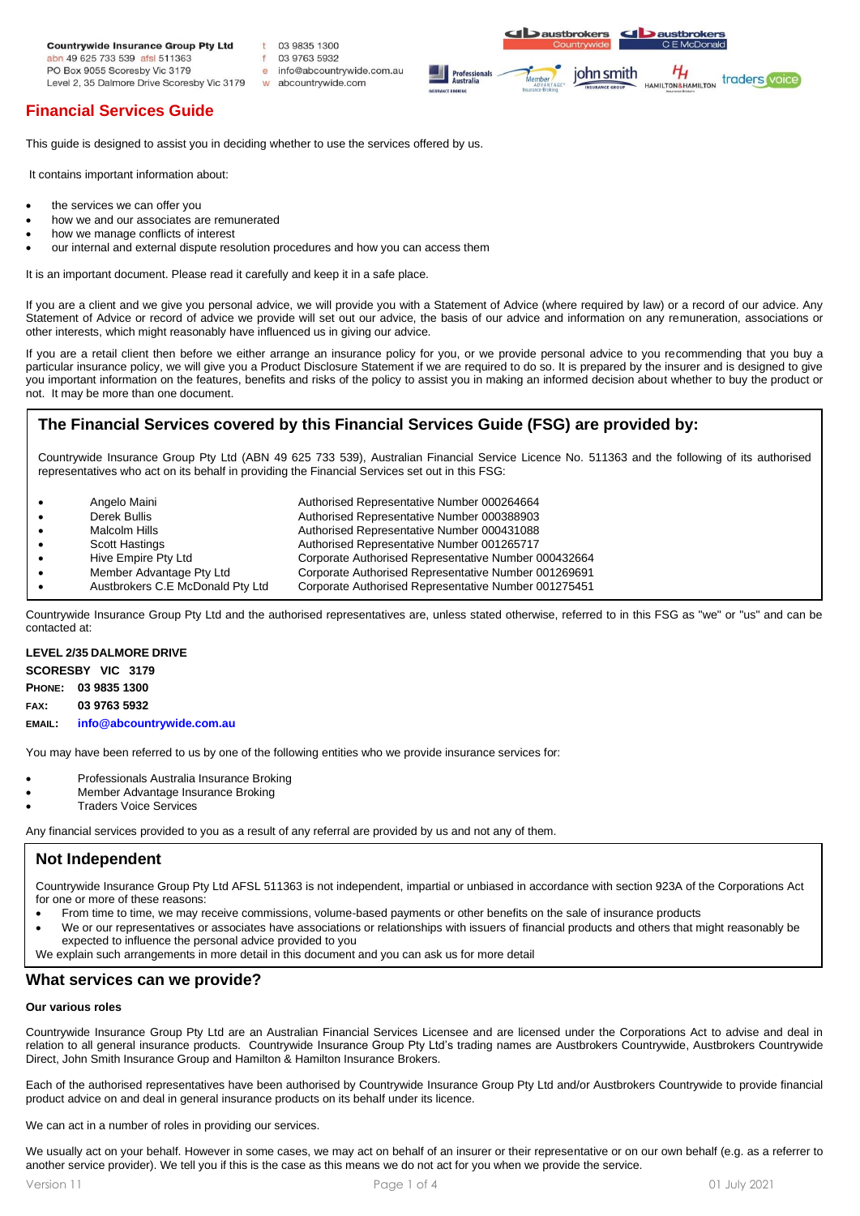**Countrywide Insurance Group Pty Ltd**
abn 49 625 733 539 afsl 511363
PO Box 9055 Scoresby Vic 3179
Level 2, 35 Dalmore Drive Scoresby Vic 3179

t 03 9835 1300
f 03 9763 5932
e info@abcountrywide.com.au
w abcountrywide.com

# Financial Services Guide

This guide is designed to assist you in deciding whether to use the services offered by us.

It contains important information about:

- the services we can offer you
- how we and our associates are remunerated
- how we manage conflicts of interest
- our internal and external dispute resolution procedures and how you can access them

It is an important document. Please read it carefully and keep it in a safe place.

If you are a client and we give you personal advice, we will provide you with a Statement of Advice (where required by law) or a record of our advice. Any Statement of Advice or record of advice we provide will set out our advice, the basis of our advice and information on any remuneration, associations or other interests, which might reasonably have influenced us in giving our advice.

If you are a retail client then before we either arrange an insurance policy for you, or we provide personal advice to you recommending that you buy a particular insurance policy, we will give you a Product Disclosure Statement if we are required to do so. It is prepared by the insurer and is designed to give you important information on the features, benefits and risks of the policy to assist you in making an informed decision about whether to buy the product or not. It may be more than one document.

## The Financial Services covered by this Financial Services Guide (FSG) are provided by:

Countrywide Insurance Group Pty Ltd (ABN 49 625 733 539), Australian Financial Service Licence No. 511363 and the following of its authorised representatives who act on its behalf in providing the Financial Services set out in this FSG:

- Angelo Maini — Authorised Representative Number 000264664
- Derek Bullis — Authorised Representative Number 000388903
- Malcolm Hills — Authorised Representative Number 000431088
- Scott Hastings — Authorised Representative Number 001265717
- Hive Empire Pty Ltd — Corporate Authorised Representative Number 000432664
- Member Advantage Pty Ltd — Corporate Authorised Representative Number 001269691
- Austbrokers C.E McDonald Pty Ltd — Corporate Authorised Representative Number 001275451

Countrywide Insurance Group Pty Ltd and the authorised representatives are, unless stated otherwise, referred to in this FSG as "we" or "us" and can be contacted at:

**LEVEL 2/35 DALMORE DRIVE**
**SCORESBY VIC 3179**
**PHONE: 03 9835 1300**
**FAX: 03 9763 5932**
**EMAIL: info@abcountrywide.com.au**

You may have been referred to us by one of the following entities who we provide insurance services for:

- Professionals Australia Insurance Broking
- Member Advantage Insurance Broking
- Traders Voice Services

Any financial services provided to you as a result of any referral are provided by us and not any of them.

## Not Independent

Countrywide Insurance Group Pty Ltd AFSL 511363 is not independent, impartial or unbiased in accordance with section 923A of the Corporations Act for one or more of these reasons:

- From time to time, we may receive commissions, volume-based payments or other benefits on the sale of insurance products
- We or our representatives or associates have associations or relationships with issuers of financial products and others that might reasonably be expected to influence the personal advice provided to you

We explain such arrangements in more detail in this document and you can ask us for more detail

## What services can we provide?

### Our various roles

Countrywide Insurance Group Pty Ltd are an Australian Financial Services Licensee and are licensed under the Corporations Act to advise and deal in relation to all general insurance products. Countrywide Insurance Group Pty Ltd's trading names are Austbrokers Countrywide, Austbrokers Countrywide Direct, John Smith Insurance Group and Hamilton & Hamilton Insurance Brokers.

Each of the authorised representatives have been authorised by Countrywide Insurance Group Pty Ltd and/or Austbrokers Countrywide to provide financial product advice on and deal in general insurance products on its behalf under its licence.

We can act in a number of roles in providing our services.

We usually act on your behalf. However in some cases, we may act on behalf of an insurer or their representative or on our own behalf (e.g. as a referrer to another service provider). We tell you if this is the case as this means we do not act for you when we provide the service.

Version 11 01 July 2021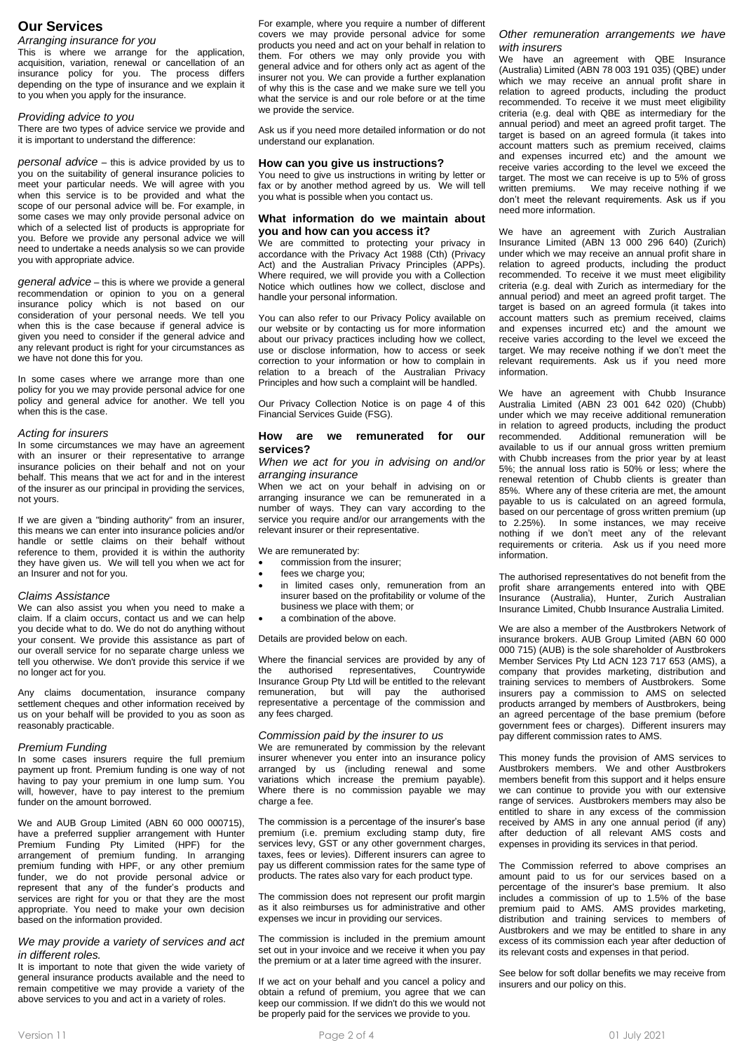# Our Services

### *Arranging insurance for you*

This is where we arrange for the application, acquisition, variation, renewal or cancellation of an insurance policy for you. The process differs depending on the type of insurance and we explain it to you when you apply for the insurance.

### *Providing advice to you*

There are two types of advice service we provide and it is important to understand the difference:

*personal advice* – this is advice provided by us to you on the suitability of general insurance policies to meet your particular needs. We will agree with you when this service is to be provided and what the scope of our personal advice will be. For example, in some cases we may only provide personal advice on which of a selected list of products is appropriate for you. Before we provide any personal advice we will need to undertake a needs analysis so we can provide you with appropriate advice.

*general advice* – this is where we provide a general recommendation or opinion to you on a general insurance policy which is not based on our consideration of your personal needs. We tell you when this is the case because if general advice is given you need to consider if the general advice and any relevant product is right for your circumstances as we have not done this for you.

In some cases where we arrange more than one policy for you we may provide personal advice for one policy and general advice for another. We tell you when this is the case.

### *Acting for insurers*

In some circumstances we may have an agreement with an insurer or their representative to arrange insurance policies on their behalf and not on your behalf. This means that we act for and in the interest of the insurer as our principal in providing the services, not yours.

If we are given a "binding authority" from an insurer, this means we can enter into insurance policies and/or handle or settle claims on their behalf without reference to them, provided it is within the authority they have given us. We will tell you when we act for an Insurer and not for you.

### *Claims Assistance*

We can also assist you when you need to make a claim. If a claim occurs, contact us and we can help you decide what to do. We do not do anything without your consent. We provide this assistance as part of our overall service for no separate charge unless we tell you otherwise. We don't provide this service if we no longer act for you.

Any claims documentation, insurance company settlement cheques and other information received by us on your behalf will be provided to you as soon as reasonably practicable.

### *Premium Funding*

In some cases insurers require the full premium payment up front. Premium funding is one way of not having to pay your premium in one lump sum. You will, however, have to pay interest to the premium funder on the amount borrowed.

We and AUB Group Limited (ABN 60 000 000715), have a preferred supplier arrangement with Hunter Premium Funding Pty Limited (HPF) for the arrangement of premium funding. In arranging premium funding with HPF, or any other premium funder, we do not provide personal advice or represent that any of the funder's products and services are right for you or that they are the most appropriate. You need to make your own decision based on the information provided.

### *We may provide a variety of services and act in different roles.*

It is important to note that given the wide variety of general insurance products available and the need to remain competitive we may provide a variety of the above services to you and act in a variety of roles.

For example, where you require a number of different covers we may provide personal advice for some products you need and act on your behalf in relation to them. For others we may only provide you with general advice and for others only act as agent of the insurer not you. We can provide a further explanation of why this is the case and we make sure we tell you what the service is and our role before or at the time we provide the service.

Ask us if you need more detailed information or do not understand our explanation.

## How can you give us instructions?

You need to give us instructions in writing by letter or fax or by another method agreed by us. We will tell you what is possible when you contact us.

## What information do we maintain about you and how can you access it?

We are committed to protecting your privacy in accordance with the Privacy Act 1988 (Cth) (Privacy Act) and the Australian Privacy Principles (APPs). Where required, we will provide you with a Collection Notice which outlines how we collect, disclose and handle your personal information.

You can also refer to our Privacy Policy available on our website or by contacting us for more information about our privacy practices including how we collect, use or disclose information, how to access or seek correction to your information or how to complain in relation to a breach of the Australian Privacy Principles and how such a complaint will be handled.

Our Privacy Collection Notice is on page 4 of this Financial Services Guide (FSG).

## How are we remunerated for our services?

### *When we act for you in advising on and/or arranging insurance*

When we act on your behalf in advising on or arranging insurance we can be remunerated in a number of ways. They can vary according to the service you require and/or our arrangements with the relevant insurer or their representative.

We are remunerated by:

- commission from the insurer;
- fees we charge you;
- in limited cases only, remuneration from an insurer based on the profitability or volume of the business we place with them; or
- a combination of the above.

Details are provided below on each.

Where the financial services are provided by any of the authorised representatives, Countrywide Insurance Group Pty Ltd will be entitled to the relevant remuneration, but will pay the authorised representative a percentage of the commission and any fees charged.

### *Commission paid by the insurer to us*

We are remunerated by commission by the relevant insurer whenever you enter into an insurance policy arranged by us (including renewal and some variations which increase the premium payable). Where there is no commission payable we may charge a fee.

The commission is a percentage of the insurer's base premium (i.e. premium excluding stamp duty, fire services levy, GST or any other government charges, taxes, fees or levies). Different insurers can agree to pay us different commission rates for the same type of products. The rates also vary for each product type.

The commission does not represent our profit margin as it also reimburses us for administrative and other expenses we incur in providing our services.

The commission is included in the premium amount set out in your invoice and we receive it when you pay the premium or at a later time agreed with the insurer.

If we act on your behalf and you cancel a policy and obtain a refund of premium, you agree that we can keep our commission. If we didn't do this we would not be properly paid for the services we provide to you.

### *Other remuneration arrangements we have with insurers*

We have an agreement with QBE Insurance (Australia) Limited (ABN 78 003 191 035) (QBE) under which we may receive an annual profit share in relation to agreed products, including the product recommended. To receive it we must meet eligibility criteria (e.g. deal with QBE as intermediary for the annual period) and meet an agreed profit target. The target is based on an agreed formula (it takes into account matters such as premium received, claims and expenses incurred etc) and the amount we receive varies according to the level we exceed the target. The most we can receive is up to 5% of gross written premiums. We may receive nothing if we don't meet the relevant requirements. Ask us if you need more information.

We have an agreement with Zurich Australian Insurance Limited (ABN 13 000 296 640) (Zurich) under which we may receive an annual profit share in relation to agreed products, including the product recommended. To receive it we must meet eligibility criteria (e.g. deal with Zurich as intermediary for the annual period) and meet an agreed profit target. The target is based on an agreed formula (it takes into account matters such as premium received, claims and expenses incurred etc) and the amount we receive varies according to the level we exceed the target. We may receive nothing if we don't meet the relevant requirements. Ask us if you need more information.

We have an agreement with Chubb Insurance Australia Limited (ABN 23 001 642 020) (Chubb) under which we may receive additional remuneration in relation to agreed products, including the product recommended. Additional remuneration will be available to us if our annual gross written premium with Chubb increases from the prior year by at least 5%; the annual loss ratio is 50% or less; where the renewal retention of Chubb clients is greater than 85%. Where any of these criteria are met, the amount payable to us is calculated on an agreed formula, based on our percentage of gross written premium (up to 2.25%). In some instances, we may receive nothing if we don't meet any of the relevant requirements or criteria. Ask us if you need more information.

The authorised representatives do not benefit from the profit share arrangements entered into with QBE Insurance (Australia), Hunter, Zurich Australian Insurance Limited, Chubb Insurance Australia Limited.

We are also a member of the Austbrokers Network of insurance brokers. AUB Group Limited (ABN 60 000 000 715) (AUB) is the sole shareholder of Austbrokers Member Services Pty Ltd ACN 123 717 653 (AMS), a company that provides marketing, distribution and training services to members of Austbrokers. Some insurers pay a commission to AMS on selected products arranged by members of Austbrokers, being an agreed percentage of the base premium (before government fees or charges). Different insurers may pay different commission rates to AMS.

This money funds the provision of AMS services to Austbrokers members. We and other Austbrokers members benefit from this support and it helps ensure we can continue to provide you with our extensive range of services. Austbrokers members may also be entitled to share in any excess of the commission received by AMS in any one annual period (if any) after deduction of all relevant AMS costs and expenses in providing its services in that period.

The Commission referred to above comprises an amount paid to us for our services based on a percentage of the insurer's base premium. It also includes a commission of up to 1.5% of the base premium paid to AMS. AMS provides marketing, distribution and training services to members of Austbrokers and we may be entitled to share in any excess of its commission each year after deduction of its relevant costs and expenses in that period.

See below for soft dollar benefits we may receive from insurers and our policy on this.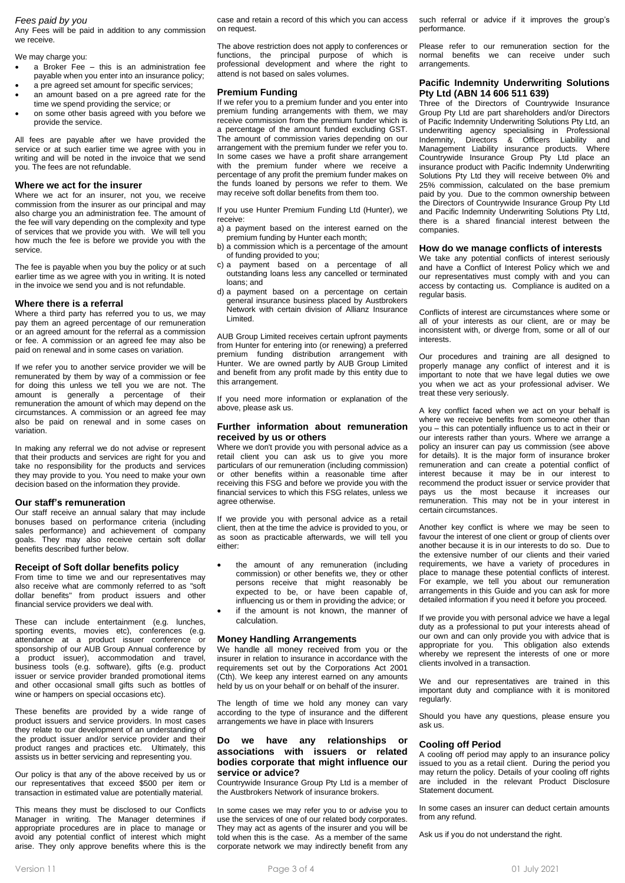*Fees paid by you*

Any Fees will be paid in addition to any commission we receive.

We may charge you:

- a Broker Fee – this is an administration fee payable when you enter into an insurance policy;
- a pre agreed set amount for specific services;
- an amount based on a pre agreed rate for the time we spend providing the service; or
- on some other basis agreed with you before we provide the service.

All fees are payable after we have provided the service or at such earlier time we agree with you in writing and will be noted in the invoice that we send you. The fees are not refundable.

### Where we act for the insurer

Where we act for an insurer, not you, we receive commission from the insurer as our principal and may also charge you an administration fee. The amount of the fee will vary depending on the complexity and type of services that we provide you with. We will tell you how much the fee is before we provide you with the service.

The fee is payable when you buy the policy or at such earlier time as we agree with you in writing. It is noted in the invoice we send you and is not refundable.

### Where there is a referral

Where a third party has referred you to us, we may pay them an agreed percentage of our remuneration or an agreed amount for the referral as a commission or fee. A commission or an agreed fee may also be paid on renewal and in some cases on variation.

If we refer you to another service provider we will be remunerated by them by way of a commission or fee for doing this unless we tell you we are not. The amount is generally a percentage of their remuneration the amount of which may depend on the circumstances. A commission or an agreed fee may also be paid on renewal and in some cases on variation.

In making any referral we do not advise or represent that their products and services are right for you and take no responsibility for the products and services they may provide to you. You need to make your own decision based on the information they provide.

### Our staff's remuneration

Our staff receive an annual salary that may include bonuses based on performance criteria (including sales performance) and achievement of company goals. They may also receive certain soft dollar benefits described further below.

### Receipt of Soft dollar benefits policy

From time to time we and our representatives may also receive what are commonly referred to as "soft dollar benefits" from product issuers and other financial service providers we deal with.

These can include entertainment (e.g. lunches, sporting events, movies etc), conferences (e.g. attendance at a product issuer conference or sponsorship of our AUB Group Annual conference by a product issuer), accommodation and travel, business tools (e.g. software), gifts (e.g. product issuer or service provider branded promotional items and other occasional small gifts such as bottles of wine or hampers on special occasions etc).

These benefits are provided by a wide range of product issuers and service providers. In most cases they relate to our development of an understanding of the product issuer and/or service provider and their product ranges and practices etc. Ultimately, this assists us in better servicing and representing you.

Our policy is that any of the above received by us or our representatives that exceed $500 per item or transaction in estimated value are potentially material.

This means they must be disclosed to our Conflicts Manager in writing. The Manager determines if appropriate procedures are in place to manage or avoid any potential conflict of interest which might arise. They only approve benefits where this is the case and retain a record of this which you can access on request.

The above restriction does not apply to conferences or functions, the principal purpose of which is professional development and where the right to attend is not based on sales volumes.

### Premium Funding

If we refer you to a premium funder and you enter into premium funding arrangements with them, we may receive commission from the premium funder which is a percentage of the amount funded excluding GST. The amount of commission varies depending on our arrangement with the premium funder we refer you to. In some cases we have a profit share arrangement with the premium funder where we receive a percentage of any profit the premium funder makes on the funds loaned by persons we refer to them. We may receive soft dollar benefits from them too.

If you use Hunter Premium Funding Ltd (Hunter), we receive:

a) a payment based on the interest earned on the premium funding by Hunter each month;
b) a commission which is a percentage of the amount of funding provided to you;
c) a payment based on a percentage of all outstanding loans less any cancelled or terminated loans; and
d) a payment based on a percentage on certain general insurance business placed by Austbrokers Network with certain division of Allianz Insurance Limited.

AUB Group Limited receives certain upfront payments from Hunter for entering into (or renewing) a preferred premium funding distribution arrangement with Hunter. We are owned partly by AUB Group Limited and benefit from any profit made by this entity due to this arrangement.

If you need more information or explanation of the above, please ask us.

### Further information about remuneration received by us or others

Where we don't provide you with personal advice as a retail client you can ask us to give you more particulars of our remuneration (including commission) or other benefits within a reasonable time after receiving this FSG and before we provide you with the financial services to which this FSG relates, unless we agree otherwise.

If we provide you with personal advice as a retail client, then at the time the advice is provided to you, or as soon as practicable afterwards, we will tell you either:

- the amount of any remuneration (including commission) or other benefits we, they or other persons receive that might reasonably be expected to be, or have been capable of, influencing us or them in providing the advice; or
- if the amount is not known, the manner of calculation.

### Money Handling Arrangements

We handle all money received from you or the insurer in relation to insurance in accordance with the requirements set out by the Corporations Act 2001 (Cth). We keep any interest earned on any amounts held by us on your behalf or on behalf of the insurer.

The length of time we hold any money can vary according to the type of insurance and the different arrangements we have in place with Insurers

### Do we have any relationships or associations with issuers or related bodies corporate that might influence our service or advice?

Countrywide Insurance Group Pty Ltd is a member of the Austbrokers Network of insurance brokers.

In some cases we may refer you to or advise you to use the services of one of our related body corporates. They may act as agents of the insurer and you will be told when this is the case. As a member of the same corporate network we may indirectly benefit from any such referral or advice if it improves the group's performance.

Please refer to our remuneration section for the normal benefits we can receive under such arrangements.

### Pacific Indemnity Underwriting Solutions Pty Ltd (ABN 14 606 511 639)

Three of the Directors of Countrywide Insurance Group Pty Ltd are part shareholders and/or Directors of Pacific Indemnity Underwriting Solutions Pty Ltd, an underwriting agency specialising in Professional Indemnity, Directors & Officers Liability and Management Liability insurance products. Where Countrywide Insurance Group Pty Ltd place an insurance product with Pacific Indemnity Underwriting Solutions Pty Ltd they will receive between 0% and 25% commission, calculated on the base premium paid by you. Due to the common ownership between the Directors of Countrywide Insurance Group Pty Ltd and Pacific Indemnity Underwriting Solutions Pty Ltd, there is a shared financial interest between the companies.

### How do we manage conflicts of interests

We take any potential conflicts of interest seriously and have a Conflict of Interest Policy which we and our representatives must comply with and you can access by contacting us. Compliance is audited on a regular basis.

Conflicts of interest are circumstances where some or all of your interests as our client, are or may be inconsistent with, or diverge from, some or all of our interests.

Our procedures and training are all designed to properly manage any conflict of interest and it is important to note that we have legal duties we owe you when we act as your professional adviser. We treat these very seriously.

A key conflict faced when we act on your behalf is where we receive benefits from someone other than you – this can potentially influence us to act in their or our interests rather than yours. Where we arrange a policy an insurer can pay us commission (see above for details). It is the major form of insurance broker remuneration and can create a potential conflict of interest because it may be in our interest to recommend the product issuer or service provider that pays us the most because it increases our remuneration. This may not be in your interest in certain circumstances.

Another key conflict is where we may be seen to favour the interest of one client or group of clients over another because it is in our interests to do so. Due to the extensive number of our clients and their varied requirements, we have a variety of procedures in place to manage these potential conflicts of interest. For example, we tell you about our remuneration arrangements in this Guide and you can ask for more detailed information if you need it before you proceed.

If we provide you with personal advice we have a legal duty as a professional to put your interests ahead of our own and can only provide you with advice that is appropriate for you. This obligation also extends whereby we represent the interests of one or more clients involved in a transaction.

We and our representatives are trained in this important duty and compliance with it is monitored regularly.

Should you have any questions, please ensure you ask us.

### Cooling off Period

A cooling off period may apply to an insurance policy issued to you as a retail client. During the period you may return the policy. Details of your cooling off rights are included in the relevant Product Disclosure Statement document.

In some cases an insurer can deduct certain amounts from any refund.

Ask us if you do not understand the right.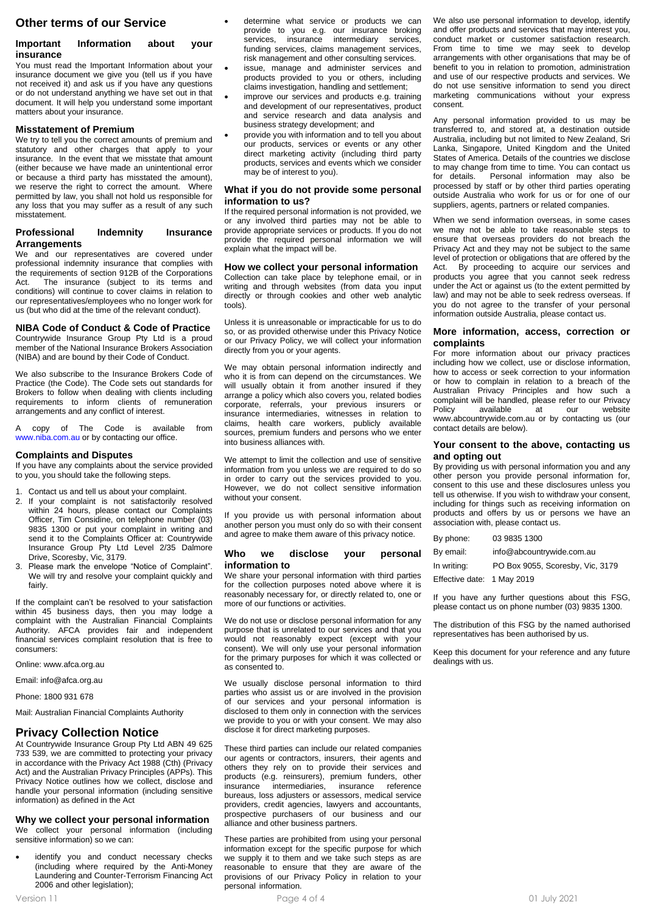# Other terms of our Service

## Important Information about your insurance

You must read the Important Information about your insurance document we give you (tell us if you have not received it) and ask us if you have any questions or do not understand anything we have set out in that document. It will help you understand some important matters about your insurance.

## Misstatement of Premium

We try to tell you the correct amounts of premium and statutory and other charges that apply to your insurance. In the event that we misstate that amount (either because we have made an unintentional error or because a third party has misstated the amount), we reserve the right to correct the amount. Where permitted by law, you shall not hold us responsible for any loss that you may suffer as a result of any such misstatement.

## Professional Indemnity Insurance Arrangements

We and our representatives are covered under professional indemnity insurance that complies with the requirements of section 912B of the Corporations Act. The insurance (subject to its terms and conditions) will continue to cover claims in relation to our representatives/employees who no longer work for us (but who did at the time of the relevant conduct).

## NIBA Code of Conduct & Code of Practice

Countrywide Insurance Group Pty Ltd is a proud member of the National Insurance Brokers Association (NIBA) and are bound by their Code of Conduct.

We also subscribe to the Insurance Brokers Code of Practice (the Code). The Code sets out standards for Brokers to follow when dealing with clients including requirements to inform clients of remuneration arrangements and any conflict of interest.

A copy of The Code is available from www.niba.com.au or by contacting our office.

## Complaints and Disputes

If you have any complaints about the service provided to you, you should take the following steps.

1. Contact us and tell us about your complaint.
2. If your complaint is not satisfactorily resolved within 24 hours, please contact our Complaints Officer, Tim Considine, on telephone number (03) 9835 1300 or put your complaint in writing and send it to the Complaints Officer at: Countrywide Insurance Group Pty Ltd Level 2/35 Dalmore Drive, Scoresby, Vic, 3179.
3. Please mark the envelope "Notice of Complaint". We will try and resolve your complaint quickly and fairly.

If the complaint can't be resolved to your satisfaction within 45 business days, then you may lodge a complaint with the Australian Financial Complaints Authority. AFCA provides fair and independent financial services complaint resolution that is free to consumers:

Online: www.afca.org.au

Email: info@afca.org.au

Phone: 1800 931 678

Mail: Australian Financial Complaints Authority

# Privacy Collection Notice

At Countrywide Insurance Group Pty Ltd ABN 49 625 733 539, we are committed to protecting your privacy in accordance with the Privacy Act 1988 (Cth) (Privacy Act) and the Australian Privacy Principles (APPs). This Privacy Notice outlines how we collect, disclose and handle your personal information (including sensitive information) as defined in the Act

## Why we collect your personal information

We collect your personal information (including sensitive information) so we can:

- identify you and conduct necessary checks (including where required by the Anti-Money Laundering and Counter-Terrorism Financing Act 2006 and other legislation);
- determine what service or products we can provide to you e.g. our insurance broking services, insurance intermediary services, funding services, claims management services, risk management and other consulting services.
- issue, manage and administer services and products provided to you or others, including claims investigation, handling and settlement;
- improve our services and products e.g. training and development of our representatives, product and service research and data analysis and business strategy development; and
- provide you with information and to tell you about our products, services or events or any other direct marketing activity (including third party products, services and events which we consider may be of interest to you).

## What if you do not provide some personal information to us?

If the required personal information is not provided, we or any involved third parties may not be able to provide appropriate services or products. If you do not provide the required personal information we will explain what the impact will be.

## How we collect your personal information

Collection can take place by telephone email, or in writing and through websites (from data you input directly or through cookies and other web analytic tools).

Unless it is unreasonable or impracticable for us to do so, or as provided otherwise under this Privacy Notice or our Privacy Policy, we will collect your information directly from you or your agents.

We may obtain personal information indirectly and who it is from can depend on the circumstances. We will usually obtain it from another insured if they arrange a policy which also covers you, related bodies corporate, referrals, your previous insurers or insurance intermediaries, witnesses in relation to claims, health care workers, publicly available sources, premium funders and persons who we enter into business alliances with.

We attempt to limit the collection and use of sensitive information from you unless we are required to do so in order to carry out the services provided to you. However, we do not collect sensitive information without your consent.

If you provide us with personal information about another person you must only do so with their consent and agree to make them aware of this privacy notice.

## Who we disclose your personal information to

We share your personal information with third parties for the collection purposes noted above where it is reasonably necessary for, or directly related to, one or more of our functions or activities.

We do not use or disclose personal information for any purpose that is unrelated to our services and that you would not reasonably expect (except with your consent). We will only use your personal information for the primary purposes for which it was collected or as consented to.

We usually disclose personal information to third parties who assist us or are involved in the provision of our services and your personal information is disclosed to them only in connection with the services we provide to you or with your consent. We may also disclose it for direct marketing purposes.

These third parties can include our related companies our agents or contractors, insurers, their agents and others they rely on to provide their services and products (e.g. reinsurers), premium funders, other insurance intermediaries, insurance reference bureaus, loss adjusters or assessors, medical service providers, credit agencies, lawyers and accountants, prospective purchasers of our business and our alliance and other business partners.

These parties are prohibited from using your personal information except for the specific purpose for which we supply it to them and we take such steps as are reasonable to ensure that they are aware of the provisions of our Privacy Policy in relation to your personal information.

We also use personal information to develop, identify and offer products and services that may interest you, conduct market or customer satisfaction research. From time to time we may seek to develop arrangements with other organisations that may be of benefit to you in relation to promotion, administration and use of our respective products and services. We do not use sensitive information to send you direct marketing communications without your express consent.

Any personal information provided to us may be transferred to, and stored at, a destination outside Australia, including but not limited to New Zealand, Sri Lanka, Singapore, United Kingdom and the United States of America. Details of the countries we disclose to may change from time to time. You can contact us for details. Personal information may also be processed by staff or by other third parties operating outside Australia who work for us or for one of our suppliers, agents, partners or related companies.

When we send information overseas, in some cases we may not be able to take reasonable steps to ensure that overseas providers do not breach the Privacy Act and they may not be subject to the same level of protection or obligations that are offered by the Act. By proceeding to acquire our services and products you agree that you cannot seek redress under the Act or against us (to the extent permitted by law) and may not be able to seek redress overseas. If you do not agree to the transfer of your personal information outside Australia, please contact us.

## More information, access, correction or complaints

For more information about our privacy practices including how we collect, use or disclose information, how to access or seek correction to your information or how to complain in relation to a breach of the Australian Privacy Principles and how such a complaint will be handled, please refer to our Privacy Policy available at our website www.abcountrywide.com.au or by contacting us (our contact details are below).

## Your consent to the above, contacting us and opting out

By providing us with personal information you and any other person you provide personal information for, consent to this use and these disclosures unless you tell us otherwise. If you wish to withdraw your consent, including for things such as receiving information on products and offers by us or persons we have an association with, please contact us.

| | |
|---|---|
| By phone: | 03 9835 1300 |
| By email: | info@abcountrywide.com.au |
| In writing: | PO Box 9055, Scoresby, Vic, 3179 |
| Effective date: | 1 May 2019 |

If you have any further questions about this FSG, please contact us on phone number (03) 9835 1300.

The distribution of this FSG by the named authorised representatives has been authorised by us.

Keep this document for your reference and any future dealings with us.

Version 11 01 July 2021